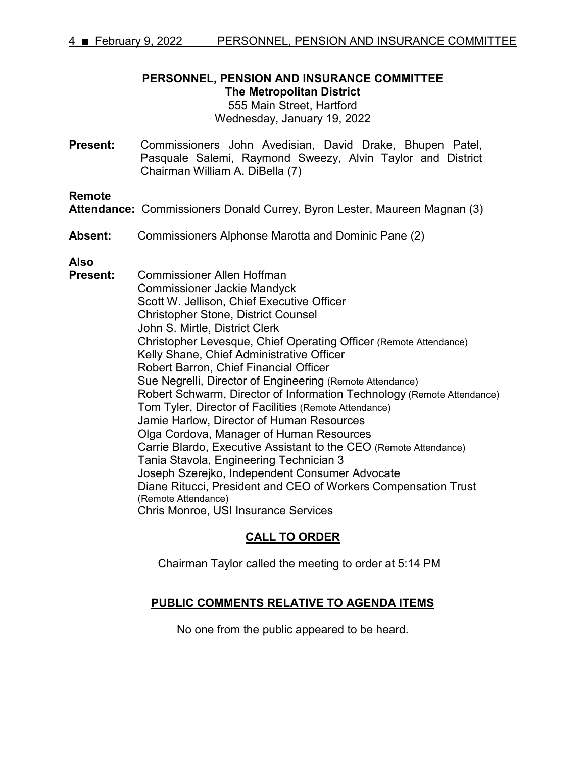**PERSONNEL, PENSION AND INSURANCE COMMITTEE**
**The Metropolitan District**
555 Main Street, Hartford
Wednesday, January 19, 2022

**Present:** Commissioners John Avedisian, David Drake, Bhupen Patel, Pasquale Salemi, Raymond Sweezy, Alvin Taylor and District Chairman William A. DiBella (7)

**Remote Attendance:** Commissioners Donald Currey, Byron Lester, Maureen Magnan (3)

**Absent:** Commissioners Alphonse Marotta and Dominic Pane (2)

**Also Present:**
Commissioner Allen Hoffman
Commissioner Jackie Mandyck
Scott W. Jellison, Chief Executive Officer
Christopher Stone, District Counsel
John S. Mirtle, District Clerk
Christopher Levesque, Chief Operating Officer (Remote Attendance)
Kelly Shane, Chief Administrative Officer
Robert Barron, Chief Financial Officer
Sue Negrelli, Director of Engineering (Remote Attendance)
Robert Schwarm, Director of Information Technology (Remote Attendance)
Tom Tyler, Director of Facilities (Remote Attendance)
Jamie Harlow, Director of Human Resources
Olga Cordova, Manager of Human Resources
Carrie Blardo, Executive Assistant to the CEO (Remote Attendance)
Tania Stavola, Engineering Technician 3
Joseph Szerejko, Independent Consumer Advocate
Diane Ritucci, President and CEO of Workers Compensation Trust (Remote Attendance)
Chris Monroe, USI Insurance Services

## CALL TO ORDER

Chairman Taylor called the meeting to order at 5:14 PM

## PUBLIC COMMENTS RELATIVE TO AGENDA ITEMS

No one from the public appeared to be heard.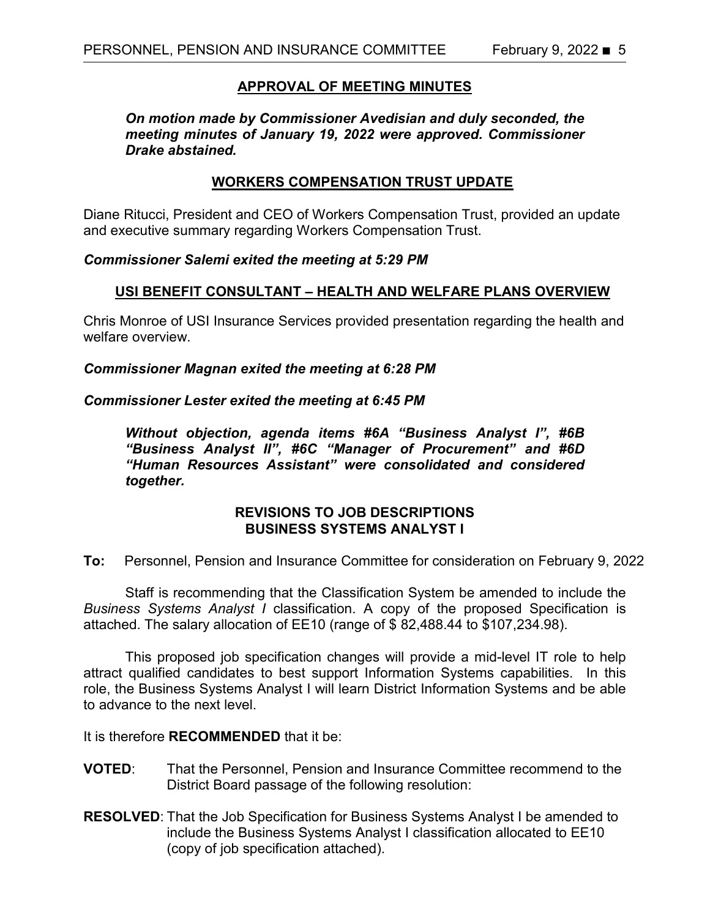## APPROVAL OF MEETING MINUTES

***On motion made by Commissioner Avedisian and duly seconded, the meeting minutes of January 19, 2022 were approved. Commissioner Drake abstained.***

## WORKERS COMPENSATION TRUST UPDATE

Diane Ritucci, President and CEO of Workers Compensation Trust, provided an update and executive summary regarding Workers Compensation Trust.

***Commissioner Salemi exited the meeting at 5:29 PM***

## USI BENEFIT CONSULTANT – HEALTH AND WELFARE PLANS OVERVIEW

Chris Monroe of USI Insurance Services provided presentation regarding the health and welfare overview.

***Commissioner Magnan exited the meeting at 6:28 PM***

***Commissioner Lester exited the meeting at 6:45 PM***

***Without objection, agenda items #6A "Business Analyst I", #6B "Business Analyst II", #6C "Manager of Procurement" and #6D "Human Resources Assistant" were consolidated and considered together.***

### REVISIONS TO JOB DESCRIPTIONS BUSINESS SYSTEMS ANALYST I

**To:** Personnel, Pension and Insurance Committee for consideration on February 9, 2022

Staff is recommending that the Classification System be amended to include the *Business Systems Analyst I* classification. A copy of the proposed Specification is attached. The salary allocation of EE10 (range of $ 82,488.44 to $107,234.98).

This proposed job specification changes will provide a mid-level IT role to help attract qualified candidates to best support Information Systems capabilities. In this role, the Business Systems Analyst I will learn District Information Systems and be able to advance to the next level.

It is therefore **RECOMMENDED** that it be:

**VOTED**: That the Personnel, Pension and Insurance Committee recommend to the District Board passage of the following resolution:

**RESOLVED**: That the Job Specification for Business Systems Analyst I be amended to include the Business Systems Analyst I classification allocated to EE10 (copy of job specification attached).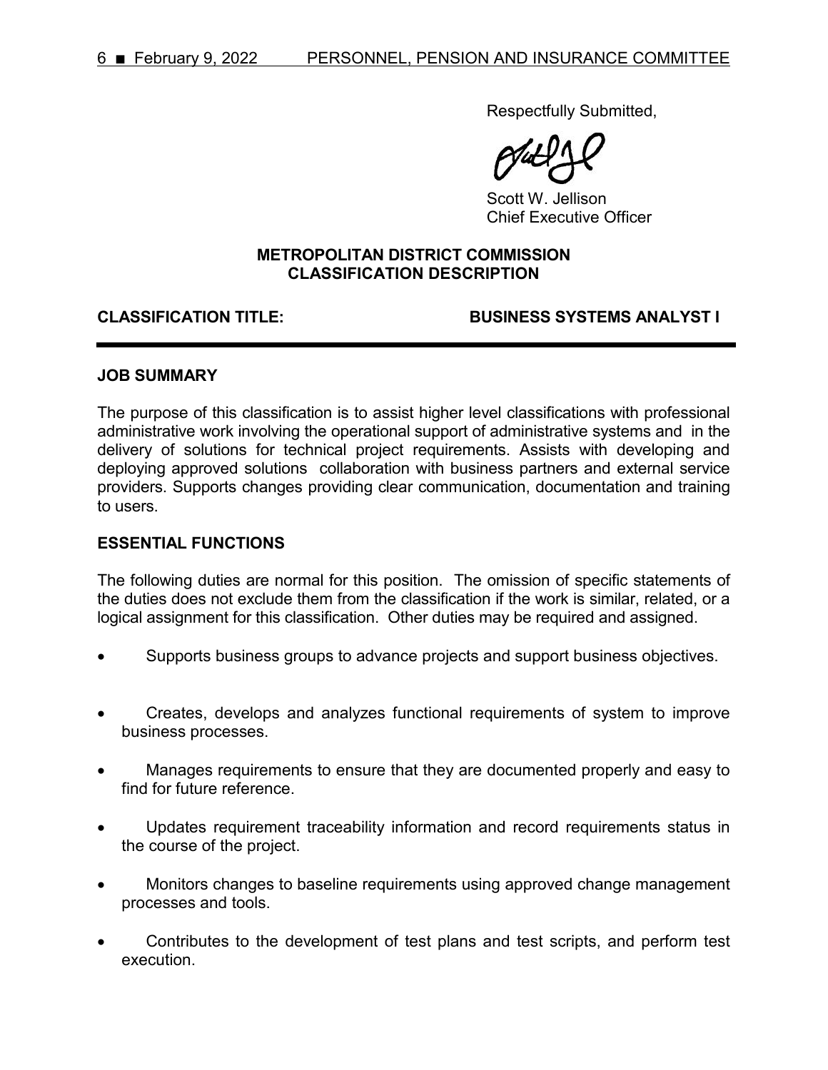Respectfully Submitted,

Scott W. Jellison
Chief Executive Officer

**METROPOLITAN DISTRICT COMMISSION**
**CLASSIFICATION DESCRIPTION**

**CLASSIFICATION TITLE: BUSINESS SYSTEMS ANALYST I**

---

## JOB SUMMARY

The purpose of this classification is to assist higher level classifications with professional administrative work involving the operational support of administrative systems and in the delivery of solutions for technical project requirements. Assists with developing and deploying approved solutions collaboration with business partners and external service providers. Supports changes providing clear communication, documentation and training to users.

## ESSENTIAL FUNCTIONS

The following duties are normal for this position. The omission of specific statements of the duties does not exclude them from the classification if the work is similar, related, or a logical assignment for this classification. Other duties may be required and assigned.

- Supports business groups to advance projects and support business objectives.
- Creates, develops and analyzes functional requirements of system to improve business processes.
- Manages requirements to ensure that they are documented properly and easy to find for future reference.
- Updates requirement traceability information and record requirements status in the course of the project.
- Monitors changes to baseline requirements using approved change management processes and tools.
- Contributes to the development of test plans and test scripts, and perform test execution.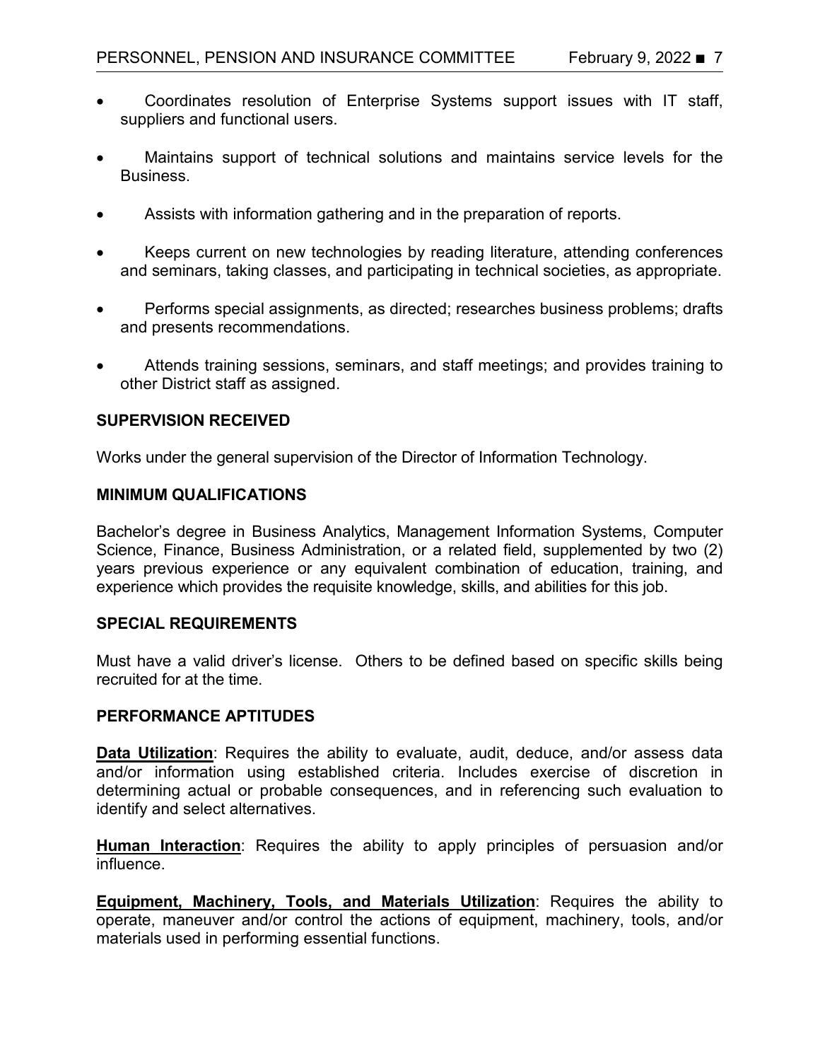- Coordinates resolution of Enterprise Systems support issues with IT staff, suppliers and functional users.

- Maintains support of technical solutions and maintains service levels for the Business.

- Assists with information gathering and in the preparation of reports.

- Keeps current on new technologies by reading literature, attending conferences and seminars, taking classes, and participating in technical societies, as appropriate.

- Performs special assignments, as directed; researches business problems; drafts and presents recommendations.

- Attends training sessions, seminars, and staff meetings; and provides training to other District staff as assigned.

**SUPERVISION RECEIVED**

Works under the general supervision of the Director of Information Technology.

**MINIMUM QUALIFICATIONS**

Bachelor's degree in Business Analytics, Management Information Systems, Computer Science, Finance, Business Administration, or a related field, supplemented by two (2) years previous experience or any equivalent combination of education, training, and experience which provides the requisite knowledge, skills, and abilities for this job.

**SPECIAL REQUIREMENTS**

Must have a valid driver's license. Others to be defined based on specific skills being recruited for at the time.

**PERFORMANCE APTITUDES**

**Data Utilization**: Requires the ability to evaluate, audit, deduce, and/or assess data and/or information using established criteria. Includes exercise of discretion in determining actual or probable consequences, and in referencing such evaluation to identify and select alternatives.

**Human Interaction**: Requires the ability to apply principles of persuasion and/or influence.

**Equipment, Machinery, Tools, and Materials Utilization**: Requires the ability to operate, maneuver and/or control the actions of equipment, machinery, tools, and/or materials used in performing essential functions.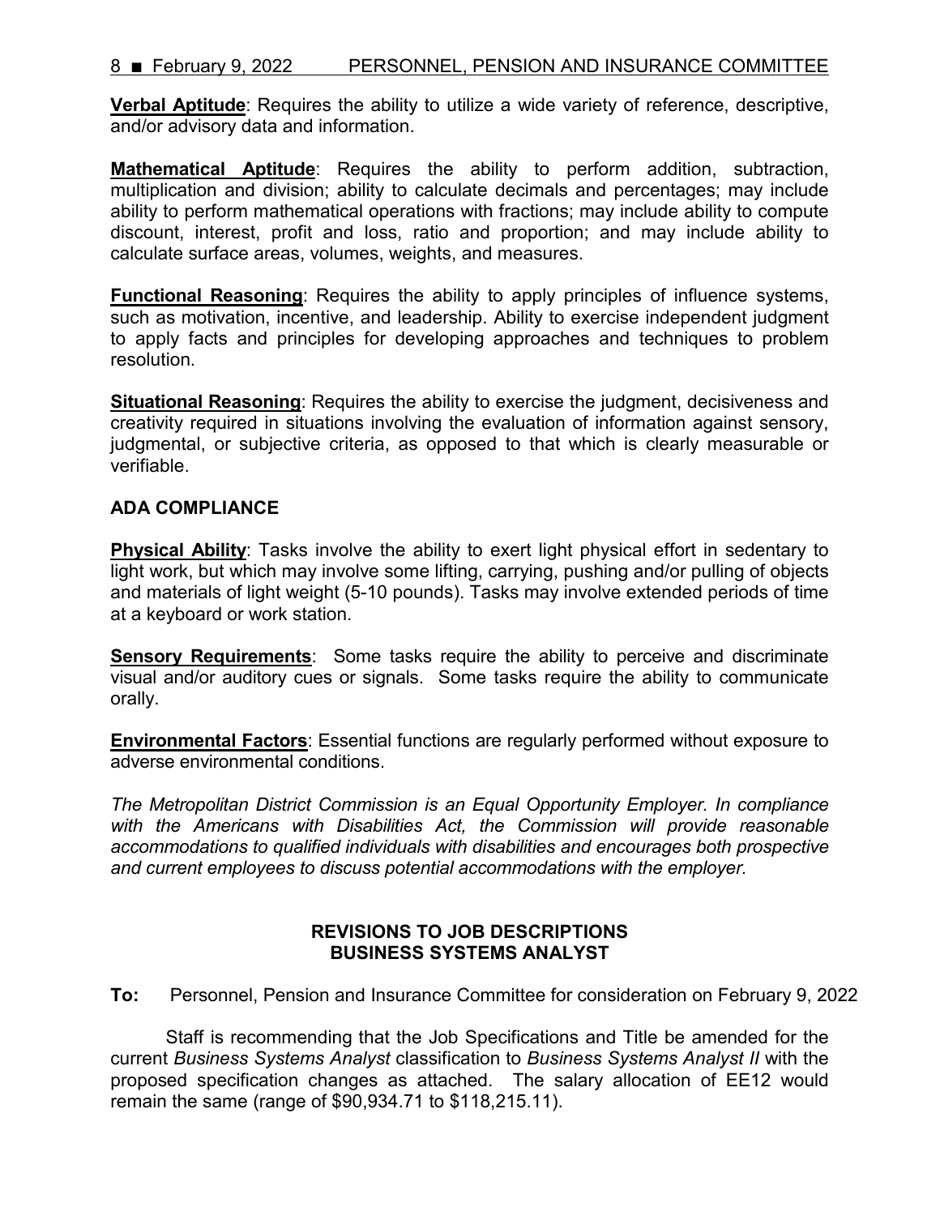**Verbal Aptitude**: Requires the ability to utilize a wide variety of reference, descriptive, and/or advisory data and information.

**Mathematical Aptitude**: Requires the ability to perform addition, subtraction, multiplication and division; ability to calculate decimals and percentages; may include ability to perform mathematical operations with fractions; may include ability to compute discount, interest, profit and loss, ratio and proportion; and may include ability to calculate surface areas, volumes, weights, and measures.

**Functional Reasoning**: Requires the ability to apply principles of influence systems, such as motivation, incentive, and leadership. Ability to exercise independent judgment to apply facts and principles for developing approaches and techniques to problem resolution.

**Situational Reasoning**: Requires the ability to exercise the judgment, decisiveness and creativity required in situations involving the evaluation of information against sensory, judgmental, or subjective criteria, as opposed to that which is clearly measurable or verifiable.

**ADA COMPLIANCE**

**Physical Ability**: Tasks involve the ability to exert light physical effort in sedentary to light work, but which may involve some lifting, carrying, pushing and/or pulling of objects and materials of light weight (5-10 pounds). Tasks may involve extended periods of time at a keyboard or work station.

**Sensory Requirements**: Some tasks require the ability to perceive and discriminate visual and/or auditory cues or signals. Some tasks require the ability to communicate orally.

**Environmental Factors**: Essential functions are regularly performed without exposure to adverse environmental conditions.

*The Metropolitan District Commission is an Equal Opportunity Employer. In compliance with the Americans with Disabilities Act, the Commission will provide reasonable accommodations to qualified individuals with disabilities and encourages both prospective and current employees to discuss potential accommodations with the employer.*

## REVISIONS TO JOB DESCRIPTIONS
## BUSINESS SYSTEMS ANALYST

**To:** Personnel, Pension and Insurance Committee for consideration on February 9, 2022

Staff is recommending that the Job Specifications and Title be amended for the current *Business Systems Analyst* classification to *Business Systems Analyst II* with the proposed specification changes as attached. The salary allocation of EE12 would remain the same (range of $90,934.71 to $118,215.11).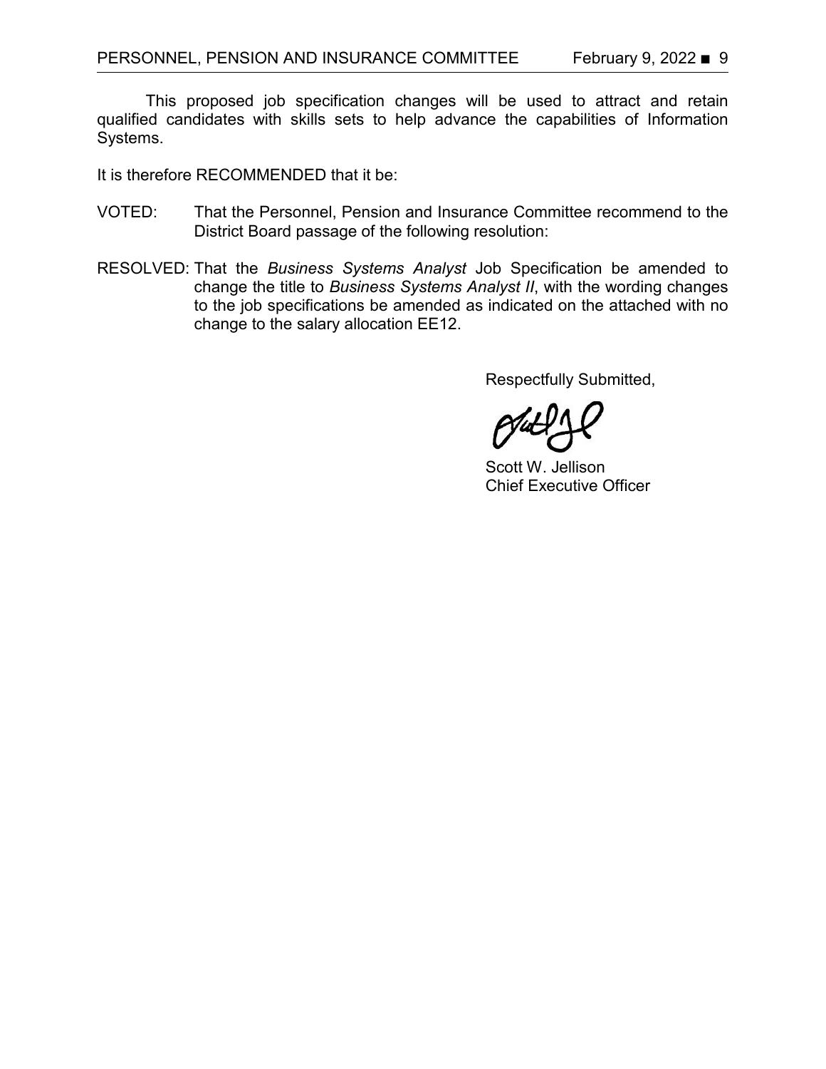This proposed job specification changes will be used to attract and retain qualified candidates with skills sets to help advance the capabilities of Information Systems.

It is therefore RECOMMENDED that it be:

VOTED: That the Personnel, Pension and Insurance Committee recommend to the District Board passage of the following resolution:

RESOLVED: That the *Business Systems Analyst* Job Specification be amended to change the title to *Business Systems Analyst II*, with the wording changes to the job specifications be amended as indicated on the attached with no change to the salary allocation EE12.

Respectfully Submitted,

Scott W. Jellison
Chief Executive Officer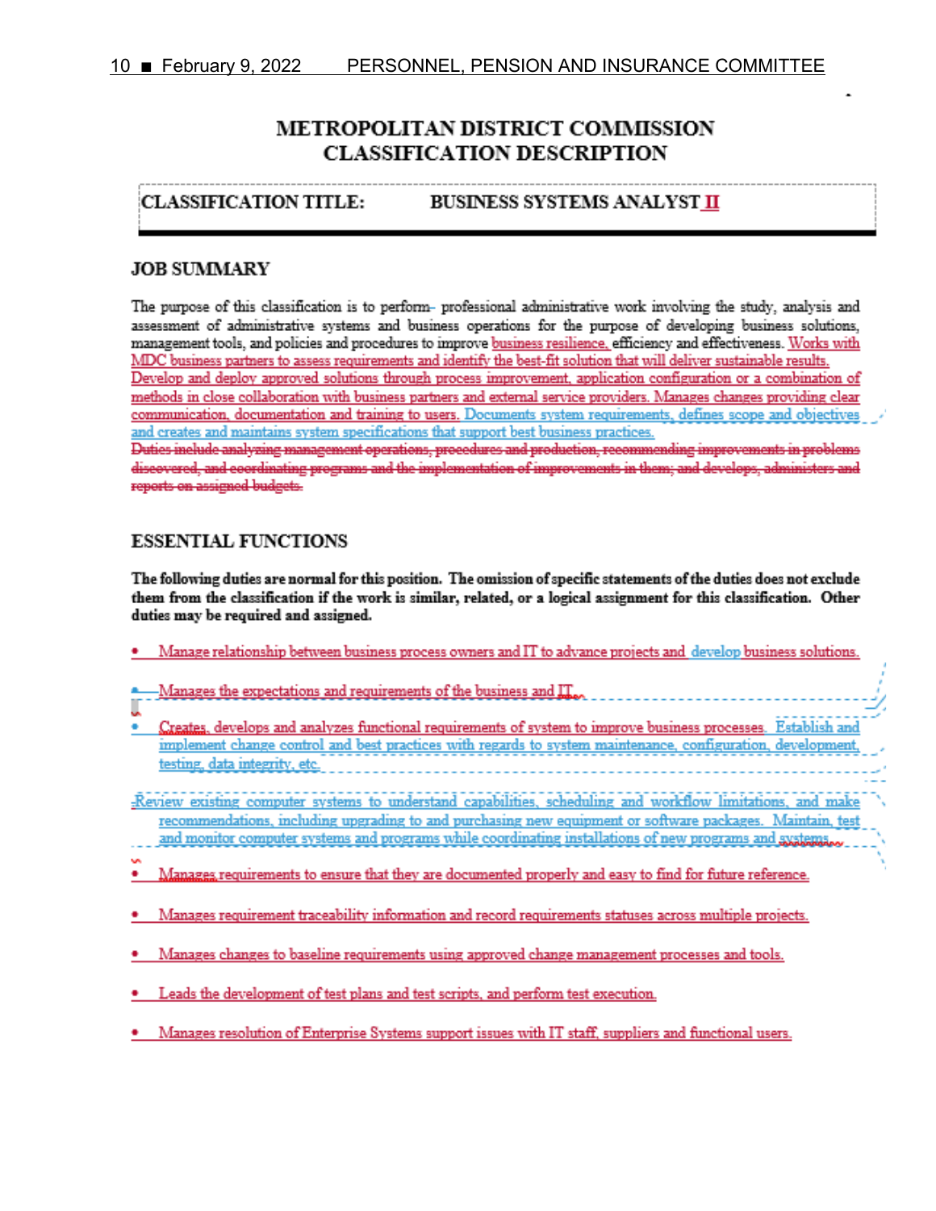# METROPOLITAN DISTRICT COMMISSION
# CLASSIFICATION DESCRIPTION

**CLASSIFICATION TITLE: BUSINESS SYSTEMS ANALYST II**

## JOB SUMMARY

The purpose of this classification is to perform professional administrative work involving the study, analysis and assessment of administrative systems and business operations for the purpose of developing business solutions, management tools, and policies and procedures to improve business resilience, efficiency and effectiveness. Works with MDC business partners to assess requirements and identify the best-fit solution that will deliver sustainable results. Develop and deploy approved solutions through process improvement, application configuration or a combination of methods in close collaboration with business partners and external service providers. Manages changes providing clear communication, documentation and training to users. Documents system requirements, defines scope and objectives and creates and maintains system specifications that support best business practices.

~~Duties include analyzing management operations, procedures and production, recommending improvements in problems discovered, and coordinating programs and the implementation of improvements in them; and develops, administers and reports on assigned budgets.~~

## ESSENTIAL FUNCTIONS

**The following duties are normal for this position. The omission of specific statements of the duties does not exclude them from the classification if the work is similar, related, or a logical assignment for this classification. Other duties may be required and assigned.**

- Manage relationship between business process owners and IT to advance projects and develop business solutions.
- Manages the expectations and requirements of the business and IT.
- Creates, develops and analyzes functional requirements of system to improve business processes. Establish and implement change control and best practices with regards to system maintenance, configuration, development, testing, data integrity, etc.
- Review existing computer systems to understand capabilities, scheduling and workflow limitations, and make recommendations, including upgrading to and purchasing new equipment or software packages. Maintain, test and monitor computer systems and programs while coordinating installations of new programs and systems.
- Manages requirements to ensure that they are documented properly and easy to find for future reference.
- Manages requirement traceability information and record requirements statuses across multiple projects.
- Manages changes to baseline requirements using approved change management processes and tools.
- Leads the development of test plans and test scripts, and perform test execution.
- Manages resolution of Enterprise Systems support issues with IT staff, suppliers and functional users.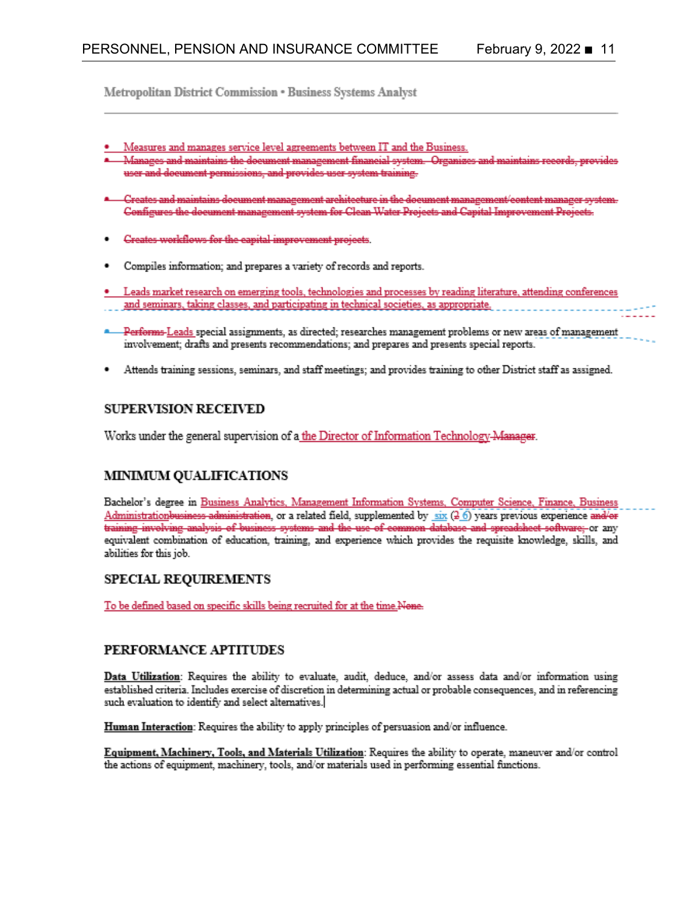Metropolitan District Commission • Business Systems Analyst

- Measures and manages service level agreements between IT and the Business.
- ~~Manages and maintains the document management financial system. Organizes and maintains records, provides user and document permissions, and provides user system training.~~
- ~~Creates and maintains document management architecture in the document management/content manager system. Configures the document management system for Clean Water Projects and Capital Improvement Projects.~~
- ~~Creates workflows for the capital improvement projects.~~
- Compiles information; and prepares a variety of records and reports.
- Leads market research on emerging tools, technologies and processes by reading literature, attending conferences and seminars, taking classes, and participating in technical societies, as appropriate.
- ~~Performs~~ Leads special assignments, as directed; researches management problems or new areas of management involvement; drafts and presents recommendations; and prepares and presents special reports.
- Attends training sessions, seminars, and staff meetings; and provides training to other District staff as assigned.

## SUPERVISION RECEIVED

Works under the general supervision of a the Director of Information Technology ~~Manager~~.

## MINIMUM QUALIFICATIONS

Bachelor's degree in Business Analytics, Management Information Systems, Computer Science, Finance, Business Administration~~business administration~~, or a related field, supplemented by six (~~2~~ 6) years previous experience ~~and/or training involving analysis of business systems and the use of common database and spreadsheet software;~~ or any equivalent combination of education, training, and experience which provides the requisite knowledge, skills, and abilities for this job.

## SPECIAL REQUIREMENTS

To be defined based on specific skills being recruited for at the time.~~None.~~

## PERFORMANCE APTITUDES

**Data Utilization**: Requires the ability to evaluate, audit, deduce, and/or assess data and/or information using established criteria. Includes exercise of discretion in determining actual or probable consequences, and in referencing such evaluation to identify and select alternatives.

**Human Interaction**: Requires the ability to apply principles of persuasion and/or influence.

**Equipment, Machinery, Tools, and Materials Utilization**: Requires the ability to operate, maneuver and/or control the actions of equipment, machinery, tools, and/or materials used in performing essential functions.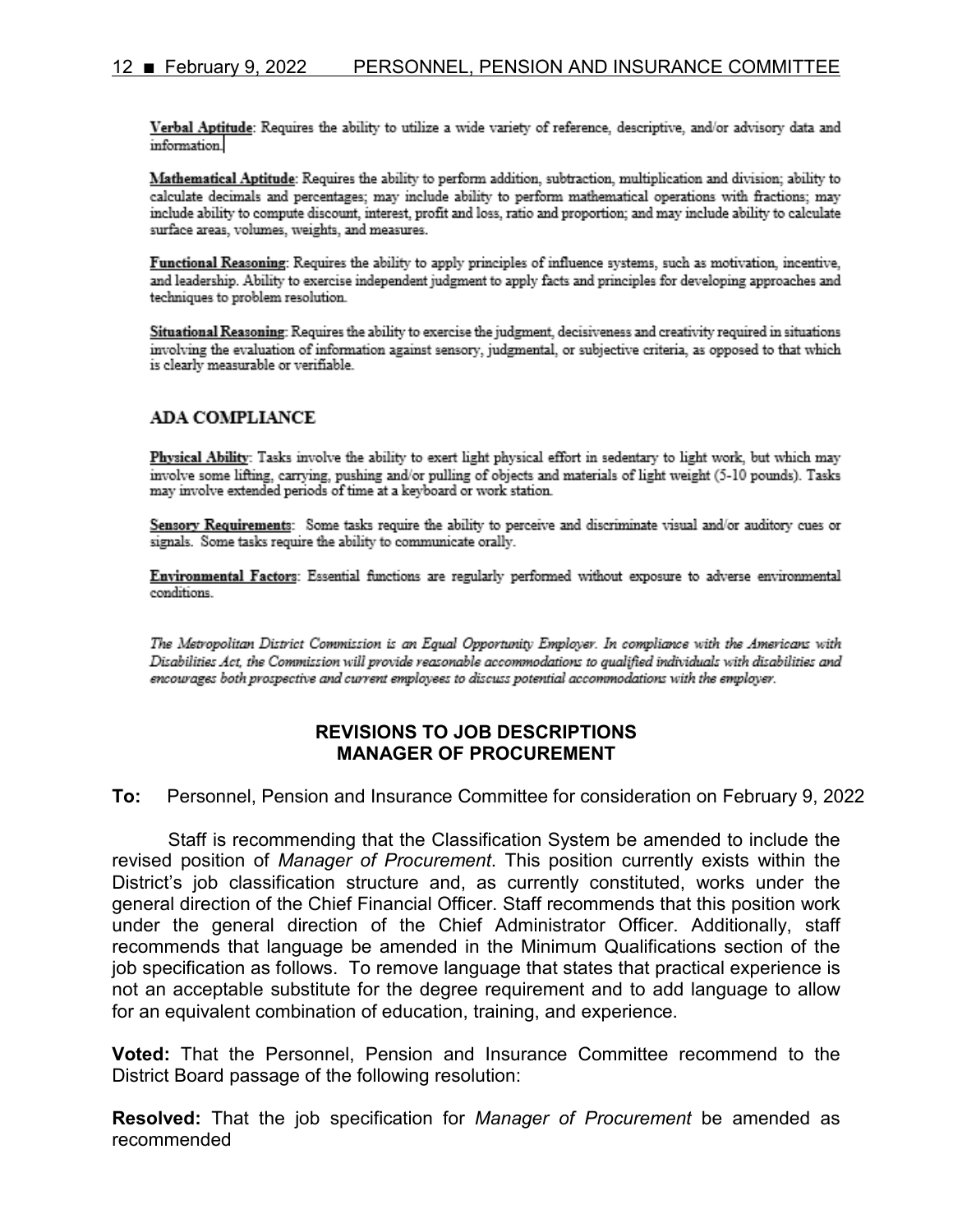**Verbal Aptitude**: Requires the ability to utilize a wide variety of reference, descriptive, and/or advisory data and information.

**Mathematical Aptitude**: Requires the ability to perform addition, subtraction, multiplication and division; ability to calculate decimals and percentages; may include ability to perform mathematical operations with fractions; may include ability to compute discount, interest, profit and loss, ratio and proportion; and may include ability to calculate surface areas, volumes, weights, and measures.

**Functional Reasoning**: Requires the ability to apply principles of influence systems, such as motivation, incentive, and leadership. Ability to exercise independent judgment to apply facts and principles for developing approaches and techniques to problem resolution.

**Situational Reasoning**: Requires the ability to exercise the judgment, decisiveness and creativity required in situations involving the evaluation of information against sensory, judgmental, or subjective criteria, as opposed to that which is clearly measurable or verifiable.

## ADA COMPLIANCE

**Physical Ability**: Tasks involve the ability to exert light physical effort in sedentary to light work, but which may involve some lifting, carrying, pushing and/or pulling of objects and materials of light weight (5-10 pounds). Tasks may involve extended periods of time at a keyboard or work station.

**Sensory Requirements**: Some tasks require the ability to perceive and discriminate visual and/or auditory cues or signals. Some tasks require the ability to communicate orally.

**Environmental Factors**: Essential functions are regularly performed without exposure to adverse environmental conditions.

*The Metropolitan District Commission is an Equal Opportunity Employer. In compliance with the Americans with Disabilities Act, the Commission will provide reasonable accommodations to qualified individuals with disabilities and encourages both prospective and current employees to discuss potential accommodations with the employer.*

## REVISIONS TO JOB DESCRIPTIONS MANAGER OF PROCUREMENT

**To:** Personnel, Pension and Insurance Committee for consideration on February 9, 2022

Staff is recommending that the Classification System be amended to include the revised position of *Manager of Procurement*. This position currently exists within the District's job classification structure and, as currently constituted, works under the general direction of the Chief Financial Officer. Staff recommends that this position work under the general direction of the Chief Administrator Officer. Additionally, staff recommends that language be amended in the Minimum Qualifications section of the job specification as follows. To remove language that states that practical experience is not an acceptable substitute for the degree requirement and to add language to allow for an equivalent combination of education, training, and experience.

**Voted:** That the Personnel, Pension and Insurance Committee recommend to the District Board passage of the following resolution:

**Resolved:** That the job specification for *Manager of Procurement* be amended as recommended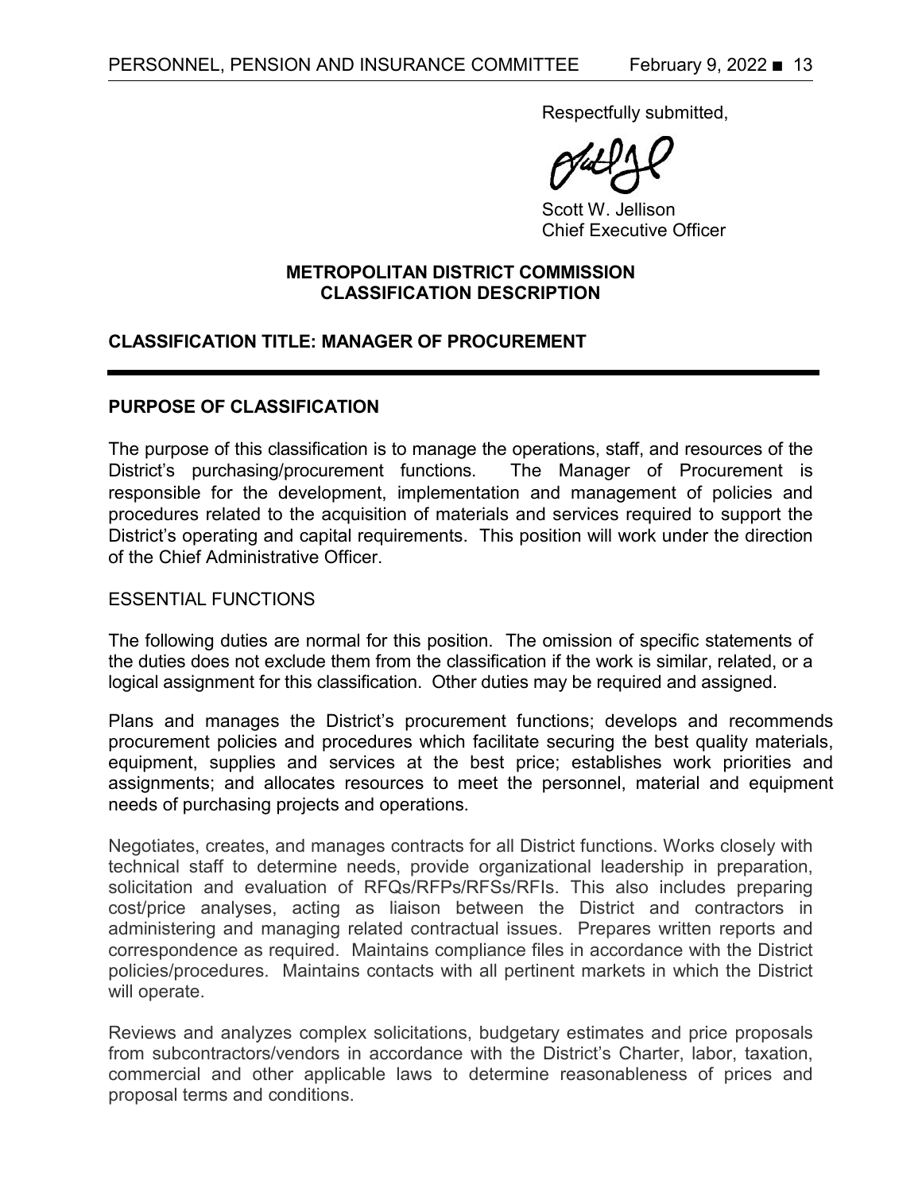Respectfully submitted,

Scott W. Jellison
Chief Executive Officer

**METROPOLITAN DISTRICT COMMISSION**
**CLASSIFICATION DESCRIPTION**

**CLASSIFICATION TITLE: MANAGER OF PROCUREMENT**

---

**PURPOSE OF CLASSIFICATION**

The purpose of this classification is to manage the operations, staff, and resources of the District's purchasing/procurement functions. The Manager of Procurement is responsible for the development, implementation and management of policies and procedures related to the acquisition of materials and services required to support the District's operating and capital requirements. This position will work under the direction of the Chief Administrative Officer.

ESSENTIAL FUNCTIONS

The following duties are normal for this position. The omission of specific statements of the duties does not exclude them from the classification if the work is similar, related, or a logical assignment for this classification. Other duties may be required and assigned.

Plans and manages the District's procurement functions; develops and recommends procurement policies and procedures which facilitate securing the best quality materials, equipment, supplies and services at the best price; establishes work priorities and assignments; and allocates resources to meet the personnel, material and equipment needs of purchasing projects and operations.

Negotiates, creates, and manages contracts for all District functions. Works closely with technical staff to determine needs, provide organizational leadership in preparation, solicitation and evaluation of RFQs/RFPs/RFSs/RFIs. This also includes preparing cost/price analyses, acting as liaison between the District and contractors in administering and managing related contractual issues. Prepares written reports and correspondence as required. Maintains compliance files in accordance with the District policies/procedures. Maintains contacts with all pertinent markets in which the District will operate.

Reviews and analyzes complex solicitations, budgetary estimates and price proposals from subcontractors/vendors in accordance with the District's Charter, labor, taxation, commercial and other applicable laws to determine reasonableness of prices and proposal terms and conditions.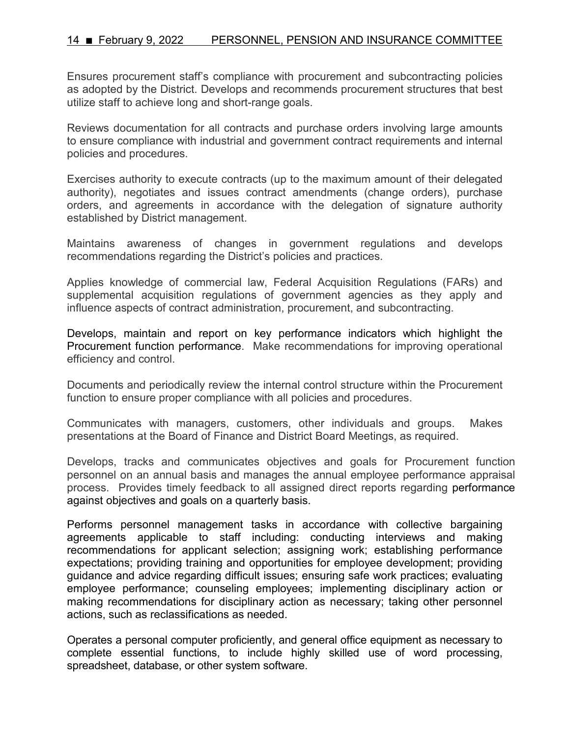Ensures procurement staff's compliance with procurement and subcontracting policies as adopted by the District. Develops and recommends procurement structures that best utilize staff to achieve long and short-range goals.

Reviews documentation for all contracts and purchase orders involving large amounts to ensure compliance with industrial and government contract requirements and internal policies and procedures.

Exercises authority to execute contracts (up to the maximum amount of their delegated authority), negotiates and issues contract amendments (change orders), purchase orders, and agreements in accordance with the delegation of signature authority established by District management.

Maintains awareness of changes in government regulations and develops recommendations regarding the District's policies and practices.

Applies knowledge of commercial law, Federal Acquisition Regulations (FARs) and supplemental acquisition regulations of government agencies as they apply and influence aspects of contract administration, procurement, and subcontracting.

Develops, maintain and report on key performance indicators which highlight the Procurement function performance. Make recommendations for improving operational efficiency and control.

Documents and periodically review the internal control structure within the Procurement function to ensure proper compliance with all policies and procedures.

Communicates with managers, customers, other individuals and groups. Makes presentations at the Board of Finance and District Board Meetings, as required.

Develops, tracks and communicates objectives and goals for Procurement function personnel on an annual basis and manages the annual employee performance appraisal process. Provides timely feedback to all assigned direct reports regarding performance against objectives and goals on a quarterly basis.

Performs personnel management tasks in accordance with collective bargaining agreements applicable to staff including: conducting interviews and making recommendations for applicant selection; assigning work; establishing performance expectations; providing training and opportunities for employee development; providing guidance and advice regarding difficult issues; ensuring safe work practices; evaluating employee performance; counseling employees; implementing disciplinary action or making recommendations for disciplinary action as necessary; taking other personnel actions, such as reclassifications as needed.

Operates a personal computer proficiently, and general office equipment as necessary to complete essential functions, to include highly skilled use of word processing, spreadsheet, database, or other system software.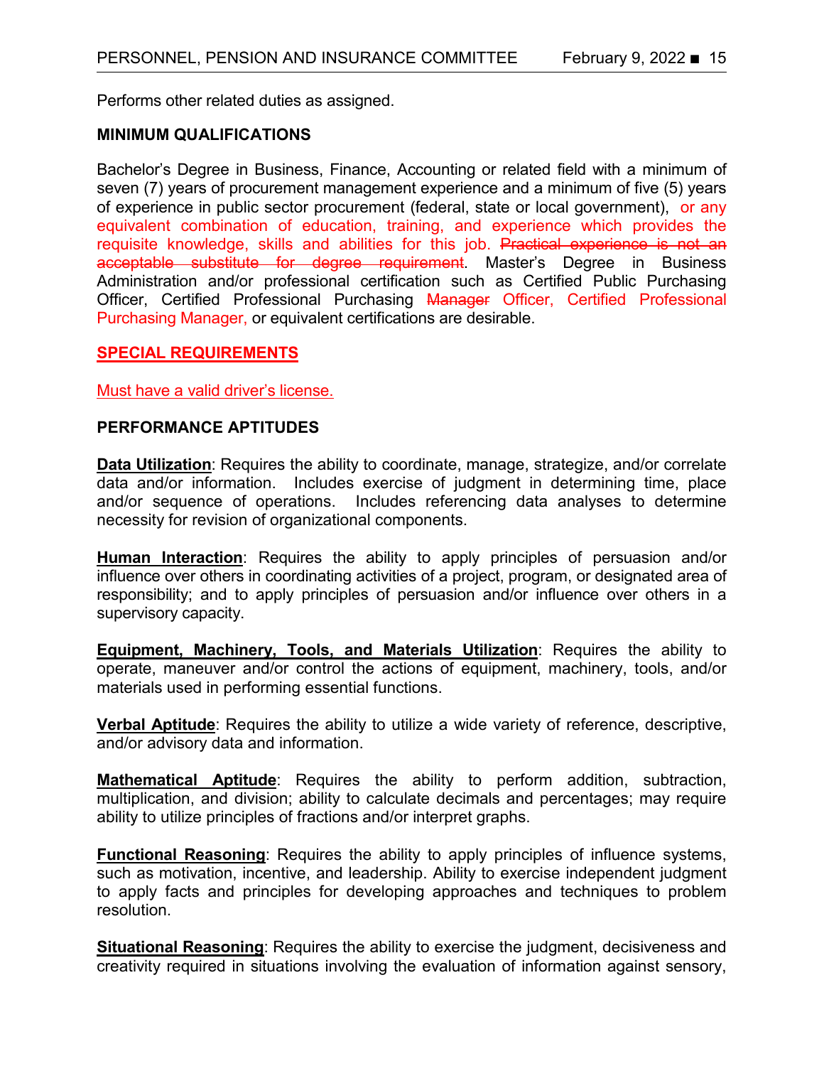Performs other related duties as assigned.

**MINIMUM QUALIFICATIONS**

Bachelor's Degree in Business, Finance, Accounting or related field with a minimum of seven (7) years of procurement management experience and a minimum of five (5) years of experience in public sector procurement (federal, state or local government), or any equivalent combination of education, training, and experience which provides the requisite knowledge, skills and abilities for this job. ~~Practical experience is not an acceptable substitute for degree requirement~~. Master's Degree in Business Administration and/or professional certification such as Certified Public Purchasing Officer, Certified Professional Purchasing ~~Manager~~ Officer, Certified Professional Purchasing Manager, or equivalent certifications are desirable.

**SPECIAL REQUIREMENTS**

Must have a valid driver's license.

**PERFORMANCE APTITUDES**

**Data Utilization**: Requires the ability to coordinate, manage, strategize, and/or correlate data and/or information. Includes exercise of judgment in determining time, place and/or sequence of operations. Includes referencing data analyses to determine necessity for revision of organizational components.

**Human Interaction**: Requires the ability to apply principles of persuasion and/or influence over others in coordinating activities of a project, program, or designated area of responsibility; and to apply principles of persuasion and/or influence over others in a supervisory capacity.

**Equipment, Machinery, Tools, and Materials Utilization**: Requires the ability to operate, maneuver and/or control the actions of equipment, machinery, tools, and/or materials used in performing essential functions.

**Verbal Aptitude**: Requires the ability to utilize a wide variety of reference, descriptive, and/or advisory data and information.

**Mathematical Aptitude**: Requires the ability to perform addition, subtraction, multiplication, and division; ability to calculate decimals and percentages; may require ability to utilize principles of fractions and/or interpret graphs.

**Functional Reasoning**: Requires the ability to apply principles of influence systems, such as motivation, incentive, and leadership. Ability to exercise independent judgment to apply facts and principles for developing approaches and techniques to problem resolution.

**Situational Reasoning**: Requires the ability to exercise the judgment, decisiveness and creativity required in situations involving the evaluation of information against sensory,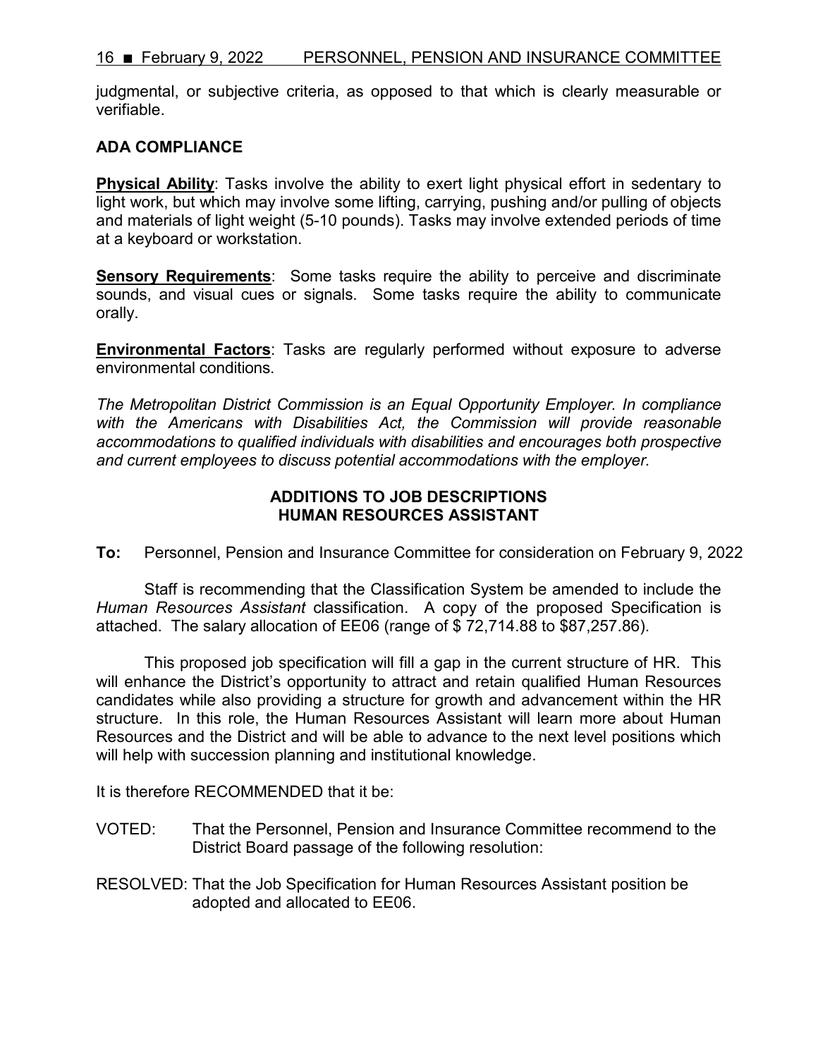judgmental, or subjective criteria, as opposed to that which is clearly measurable or verifiable.

## ADA COMPLIANCE

**Physical Ability**: Tasks involve the ability to exert light physical effort in sedentary to light work, but which may involve some lifting, carrying, pushing and/or pulling of objects and materials of light weight (5-10 pounds). Tasks may involve extended periods of time at a keyboard or workstation.

**Sensory Requirements**: Some tasks require the ability to perceive and discriminate sounds, and visual cues or signals. Some tasks require the ability to communicate orally.

**Environmental Factors**: Tasks are regularly performed without exposure to adverse environmental conditions.

*The Metropolitan District Commission is an Equal Opportunity Employer. In compliance with the Americans with Disabilities Act, the Commission will provide reasonable accommodations to qualified individuals with disabilities and encourages both prospective and current employees to discuss potential accommodations with the employer.*

## ADDITIONS TO JOB DESCRIPTIONS
## HUMAN RESOURCES ASSISTANT

**To:** Personnel, Pension and Insurance Committee for consideration on February 9, 2022

Staff is recommending that the Classification System be amended to include the *Human Resources Assistant* classification. A copy of the proposed Specification is attached. The salary allocation of EE06 (range of $ 72,714.88 to $87,257.86).

This proposed job specification will fill a gap in the current structure of HR. This will enhance the District's opportunity to attract and retain qualified Human Resources candidates while also providing a structure for growth and advancement within the HR structure. In this role, the Human Resources Assistant will learn more about Human Resources and the District and will be able to advance to the next level positions which will help with succession planning and institutional knowledge.

It is therefore RECOMMENDED that it be:

VOTED: That the Personnel, Pension and Insurance Committee recommend to the District Board passage of the following resolution:

RESOLVED: That the Job Specification for Human Resources Assistant position be adopted and allocated to EE06.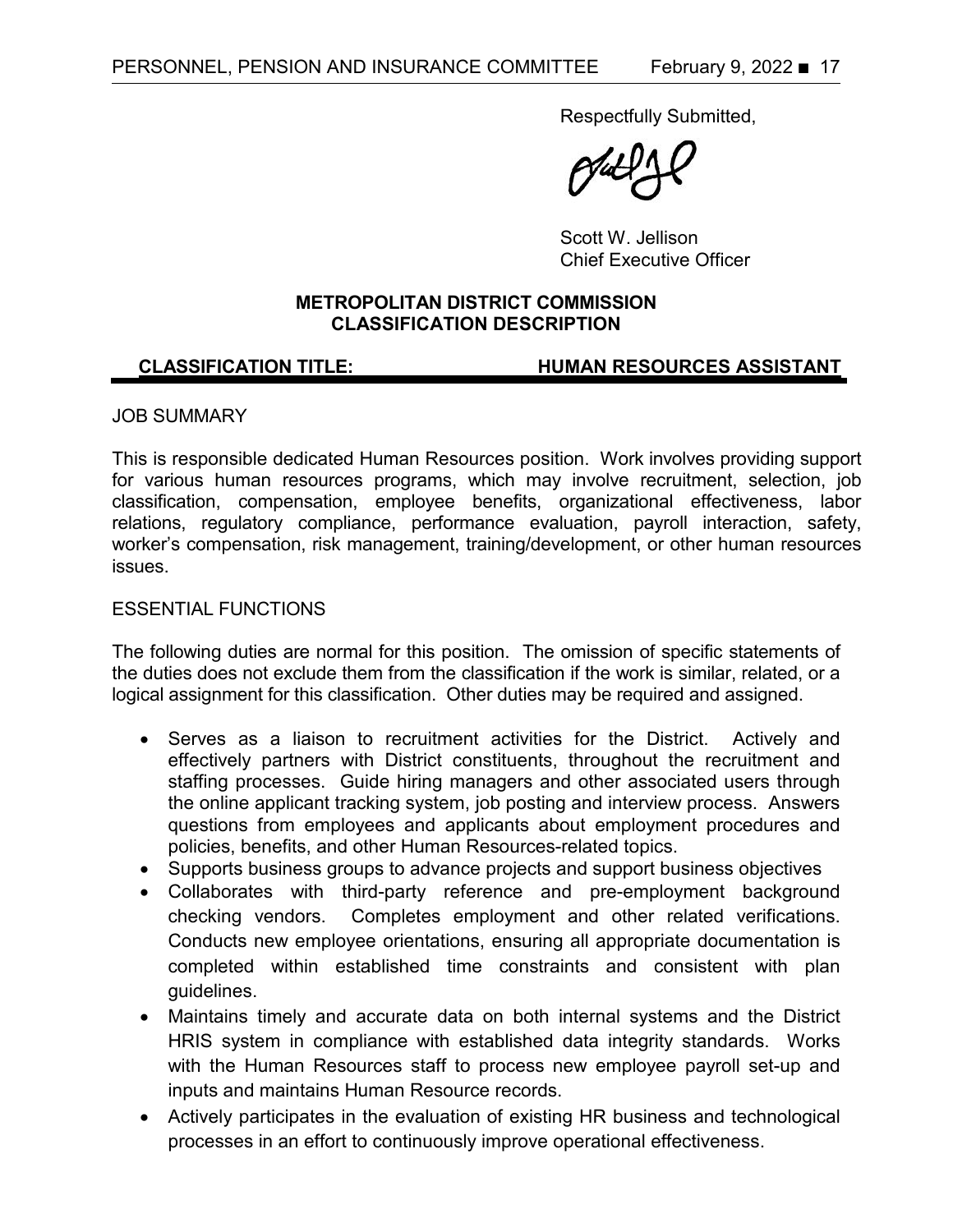Respectfully Submitted,

Scott W. Jellison
Chief Executive Officer

**METROPOLITAN DISTRICT COMMISSION**
**CLASSIFICATION DESCRIPTION**

**CLASSIFICATION TITLE: HUMAN RESOURCES ASSISTANT**

JOB SUMMARY

This is responsible dedicated Human Resources position. Work involves providing support for various human resources programs, which may involve recruitment, selection, job classification, compensation, employee benefits, organizational effectiveness, labor relations, regulatory compliance, performance evaluation, payroll interaction, safety, worker's compensation, risk management, training/development, or other human resources issues.

ESSENTIAL FUNCTIONS

The following duties are normal for this position. The omission of specific statements of the duties does not exclude them from the classification if the work is similar, related, or a logical assignment for this classification. Other duties may be required and assigned.

- Serves as a liaison to recruitment activities for the District. Actively and effectively partners with District constituents, throughout the recruitment and staffing processes. Guide hiring managers and other associated users through the online applicant tracking system, job posting and interview process. Answers questions from employees and applicants about employment procedures and policies, benefits, and other Human Resources-related topics.
- Supports business groups to advance projects and support business objectives
- Collaborates with third-party reference and pre-employment background checking vendors. Completes employment and other related verifications. Conducts new employee orientations, ensuring all appropriate documentation is completed within established time constraints and consistent with plan guidelines.
- Maintains timely and accurate data on both internal systems and the District HRIS system in compliance with established data integrity standards. Works with the Human Resources staff to process new employee payroll set-up and inputs and maintains Human Resource records.
- Actively participates in the evaluation of existing HR business and technological processes in an effort to continuously improve operational effectiveness.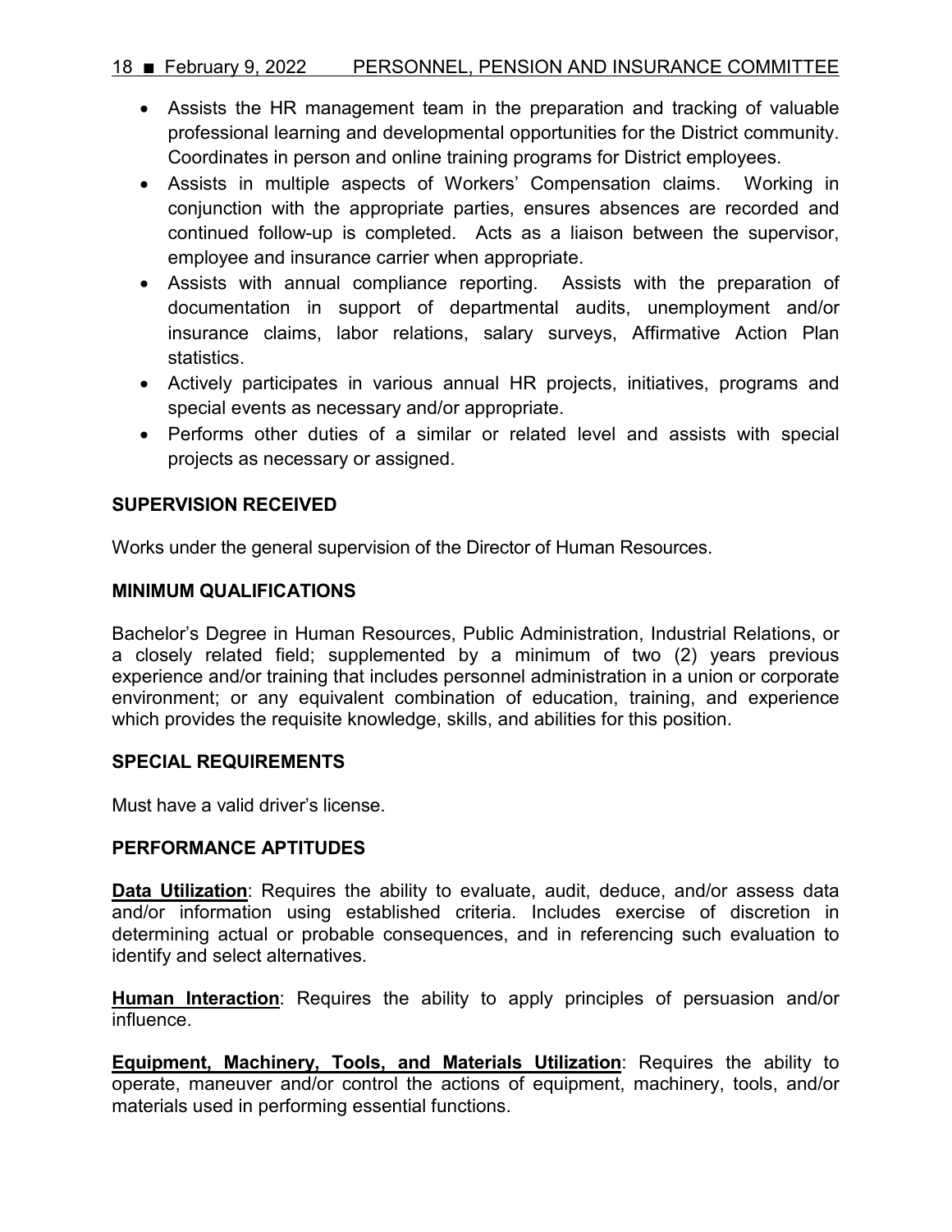- Assists the HR management team in the preparation and tracking of valuable professional learning and developmental opportunities for the District community. Coordinates in person and online training programs for District employees.
- Assists in multiple aspects of Workers' Compensation claims. Working in conjunction with the appropriate parties, ensures absences are recorded and continued follow-up is completed. Acts as a liaison between the supervisor, employee and insurance carrier when appropriate.
- Assists with annual compliance reporting. Assists with the preparation of documentation in support of departmental audits, unemployment and/or insurance claims, labor relations, salary surveys, Affirmative Action Plan statistics.
- Actively participates in various annual HR projects, initiatives, programs and special events as necessary and/or appropriate.
- Performs other duties of a similar or related level and assists with special projects as necessary or assigned.

**SUPERVISION RECEIVED**

Works under the general supervision of the Director of Human Resources.

**MINIMUM QUALIFICATIONS**

Bachelor's Degree in Human Resources, Public Administration, Industrial Relations, or a closely related field; supplemented by a minimum of two (2) years previous experience and/or training that includes personnel administration in a union or corporate environment; or any equivalent combination of education, training, and experience which provides the requisite knowledge, skills, and abilities for this position.

**SPECIAL REQUIREMENTS**

Must have a valid driver's license.

**PERFORMANCE APTITUDES**

**Data Utilization**: Requires the ability to evaluate, audit, deduce, and/or assess data and/or information using established criteria. Includes exercise of discretion in determining actual or probable consequences, and in referencing such evaluation to identify and select alternatives.

**Human Interaction**: Requires the ability to apply principles of persuasion and/or influence.

**Equipment, Machinery, Tools, and Materials Utilization**: Requires the ability to operate, maneuver and/or control the actions of equipment, machinery, tools, and/or materials used in performing essential functions.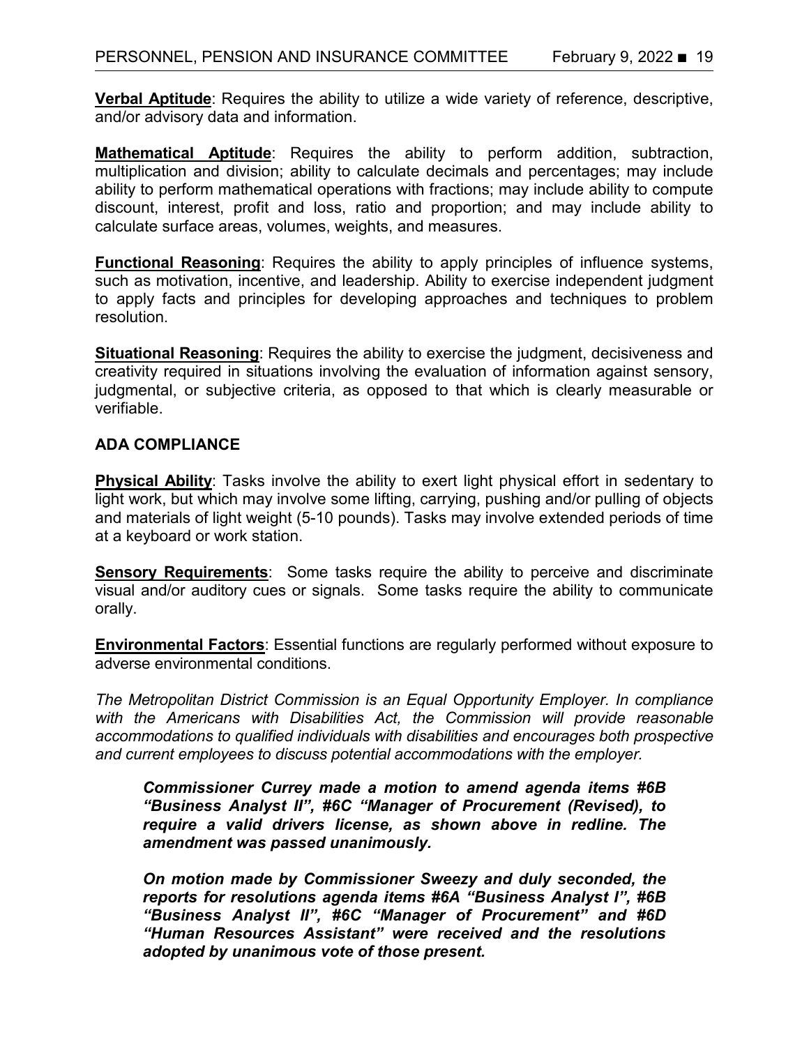**Verbal Aptitude**: Requires the ability to utilize a wide variety of reference, descriptive, and/or advisory data and information.

**Mathematical Aptitude**: Requires the ability to perform addition, subtraction, multiplication and division; ability to calculate decimals and percentages; may include ability to perform mathematical operations with fractions; may include ability to compute discount, interest, profit and loss, ratio and proportion; and may include ability to calculate surface areas, volumes, weights, and measures.

**Functional Reasoning**: Requires the ability to apply principles of influence systems, such as motivation, incentive, and leadership. Ability to exercise independent judgment to apply facts and principles for developing approaches and techniques to problem resolution.

**Situational Reasoning**: Requires the ability to exercise the judgment, decisiveness and creativity required in situations involving the evaluation of information against sensory, judgmental, or subjective criteria, as opposed to that which is clearly measurable or verifiable.

**ADA COMPLIANCE**

**Physical Ability**: Tasks involve the ability to exert light physical effort in sedentary to light work, but which may involve some lifting, carrying, pushing and/or pulling of objects and materials of light weight (5-10 pounds). Tasks may involve extended periods of time at a keyboard or work station.

**Sensory Requirements**: Some tasks require the ability to perceive and discriminate visual and/or auditory cues or signals. Some tasks require the ability to communicate orally.

**Environmental Factors**: Essential functions are regularly performed without exposure to adverse environmental conditions.

*The Metropolitan District Commission is an Equal Opportunity Employer. In compliance with the Americans with Disabilities Act, the Commission will provide reasonable accommodations to qualified individuals with disabilities and encourages both prospective and current employees to discuss potential accommodations with the employer.*

> ***Commissioner Currey made a motion to amend agenda items #6B "Business Analyst II", #6C "Manager of Procurement (Revised), to require a valid drivers license, as shown above in redline. The amendment was passed unanimously.***
>
> ***On motion made by Commissioner Sweezy and duly seconded, the reports for resolutions agenda items #6A "Business Analyst I", #6B "Business Analyst II", #6C "Manager of Procurement" and #6D "Human Resources Assistant" were received and the resolutions adopted by unanimous vote of those present.***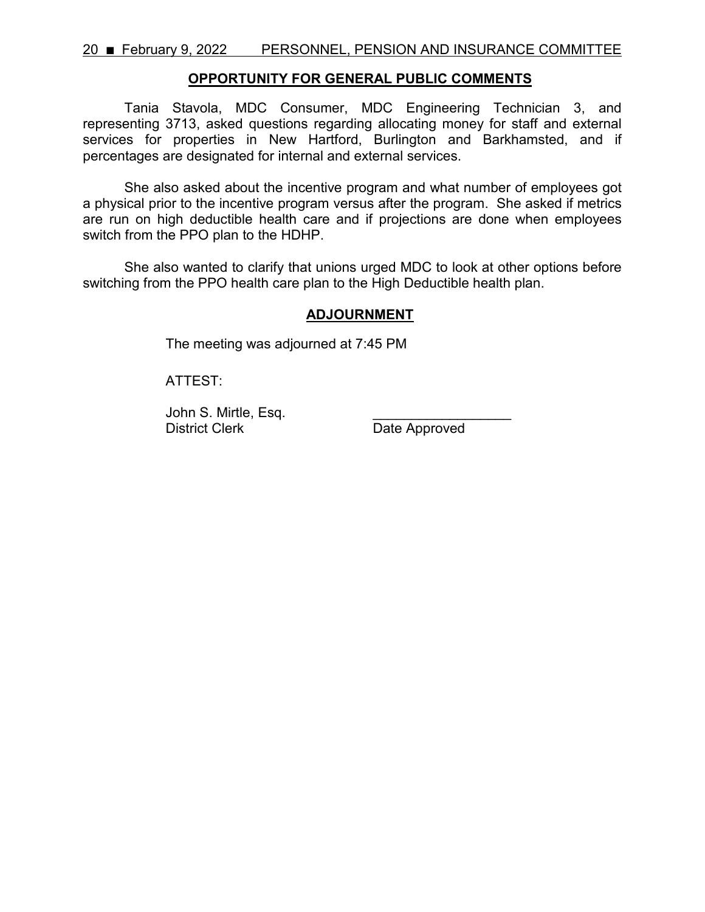## OPPORTUNITY FOR GENERAL PUBLIC COMMENTS

Tania Stavola, MDC Consumer, MDC Engineering Technician 3, and representing 3713, asked questions regarding allocating money for staff and external services for properties in New Hartford, Burlington and Barkhamsted, and if percentages are designated for internal and external services.

She also asked about the incentive program and what number of employees got a physical prior to the incentive program versus after the program. She asked if metrics are run on high deductible health care and if projections are done when employees switch from the PPO plan to the HDHP.

She also wanted to clarify that unions urged MDC to look at other options before switching from the PPO health care plan to the High Deductible health plan.

## ADJOURNMENT

The meeting was adjourned at 7:45 PM

ATTEST:

John S. Mirtle, Esq.
District Clerk

__________________
Date Approved